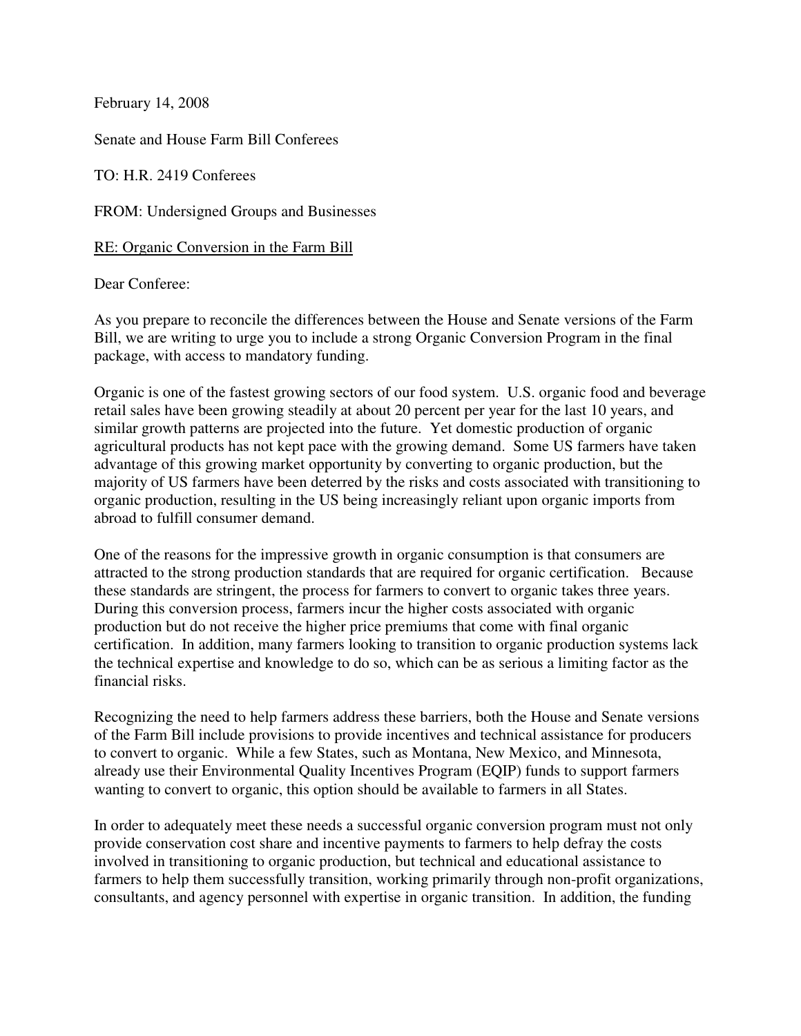February 14, 2008

Senate and House Farm Bill Conferees

TO: H.R. 2419 Conferees

FROM: Undersigned Groups and Businesses

<u>RE: Organic Conversion in the Farm Bill</u>

Dear Conferee:

As you prepare to reconcile the differences between the House and Senate versions of the Farm Bill, we are writing to urge you to include a strong Organic Conversion Program in the final package, with access to mandatory funding.

Organic is one of the fastest growing sectors of our food system. U.S. organic food and beverage retail sales have been growing steadily at about 20 percent per year for the last 10 years, and similar growth patterns are projected into the future. Yet domestic production of organic agricultural products has not kept pace with the growing demand. Some US farmers have taken advantage of this growing market opportunity by converting to organic production, but the majority of US farmers have been deterred by the risks and costs associated with transitioning to organic production, resulting in the US being increasingly reliant upon organic imports from abroad to fulfill consumer demand.

One of the reasons for the impressive growth in organic consumption is that consumers are attracted to the strong production standards that are required for organic certification. Because these standards are stringent, the process for farmers to convert to organic takes three years. During this conversion process, farmers incur the higher costs associated with organic production but do not receive the higher price premiums that come with final organic certification. In addition, many farmers looking to transition to organic production systems lack the technical expertise and knowledge to do so, which can be as serious a limiting factor as the financial risks.

Recognizing the need to help farmers address these barriers, both the House and Senate versions of the Farm Bill include provisions to provide incentives and technical assistance for producers to convert to organic. While a few States, such as Montana, New Mexico, and Minnesota, already use their Environmental Quality Incentives Program (EQIP) funds to support farmers wanting to convert to organic, this option should be available to farmers in all States.

In order to adequately meet these needs a successful organic conversion program must not only provide conservation cost share and incentive payments to farmers to help defray the costs involved in transitioning to organic production, but technical and educational assistance to farmers to help them successfully transition, working primarily through non-profit organizations, consultants, and agency personnel with expertise in organic transition. In addition, the funding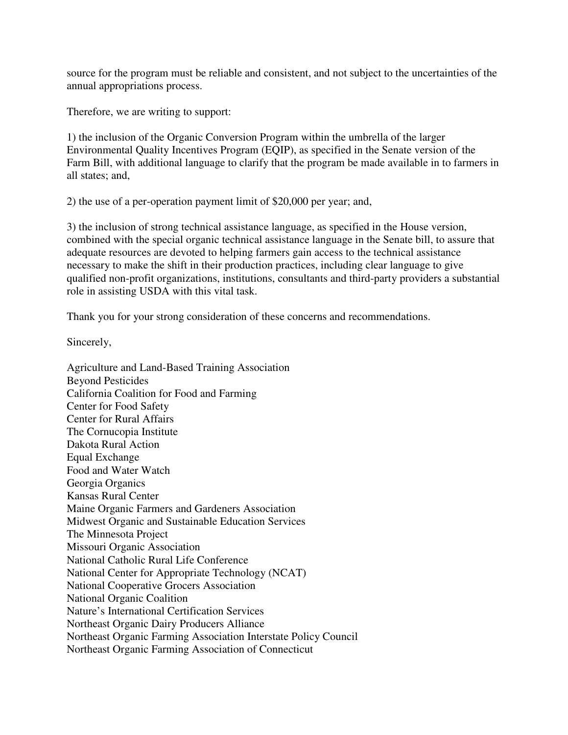source for the program must be reliable and consistent, and not subject to the uncertainties of the annual appropriations process.

Therefore, we are writing to support:

1) the inclusion of the Organic Conversion Program within the umbrella of the larger Environmental Quality Incentives Program (EQIP), as specified in the Senate version of the Farm Bill, with additional language to clarify that the program be made available in to farmers in all states; and,

2) the use of a per-operation payment limit of $20,000 per year; and,

3) the inclusion of strong technical assistance language, as specified in the House version, combined with the special organic technical assistance language in the Senate bill, to assure that adequate resources are devoted to helping farmers gain access to the technical assistance necessary to make the shift in their production practices, including clear language to give qualified non-profit organizations, institutions, consultants and third-party providers a substantial role in assisting USDA with this vital task.

Thank you for your strong consideration of these concerns and recommendations.

Sincerely,

Agriculture and Land-Based Training Association
Beyond Pesticides
California Coalition for Food and Farming
Center for Food Safety
Center for Rural Affairs
The Cornucopia Institute
Dakota Rural Action
Equal Exchange
Food and Water Watch
Georgia Organics
Kansas Rural Center
Maine Organic Farmers and Gardeners Association
Midwest Organic and Sustainable Education Services
The Minnesota Project
Missouri Organic Association
National Catholic Rural Life Conference
National Center for Appropriate Technology (NCAT)
National Cooperative Grocers Association
National Organic Coalition
Nature's International Certification Services
Northeast Organic Dairy Producers Alliance
Northeast Organic Farming Association Interstate Policy Council
Northeast Organic Farming Association of Connecticut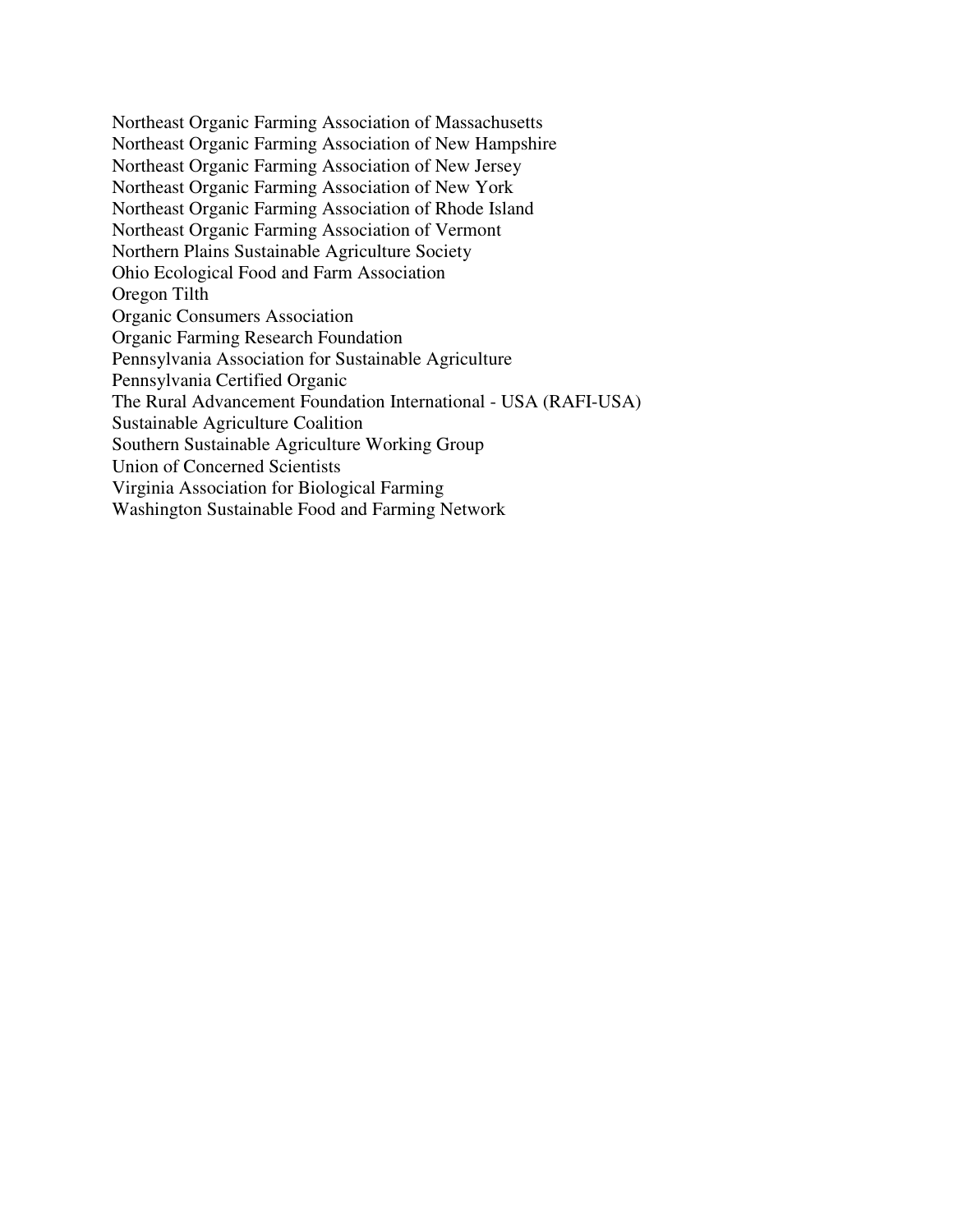Northeast Organic Farming Association of Massachusetts
Northeast Organic Farming Association of New Hampshire
Northeast Organic Farming Association of New Jersey
Northeast Organic Farming Association of New York
Northeast Organic Farming Association of Rhode Island
Northeast Organic Farming Association of Vermont
Northern Plains Sustainable Agriculture Society
Ohio Ecological Food and Farm Association
Oregon Tilth
Organic Consumers Association
Organic Farming Research Foundation
Pennsylvania Association for Sustainable Agriculture
Pennsylvania Certified Organic
The Rural Advancement Foundation International - USA (RAFI-USA)
Sustainable Agriculture Coalition
Southern Sustainable Agriculture Working Group
Union of Concerned Scientists
Virginia Association for Biological Farming
Washington Sustainable Food and Farming Network